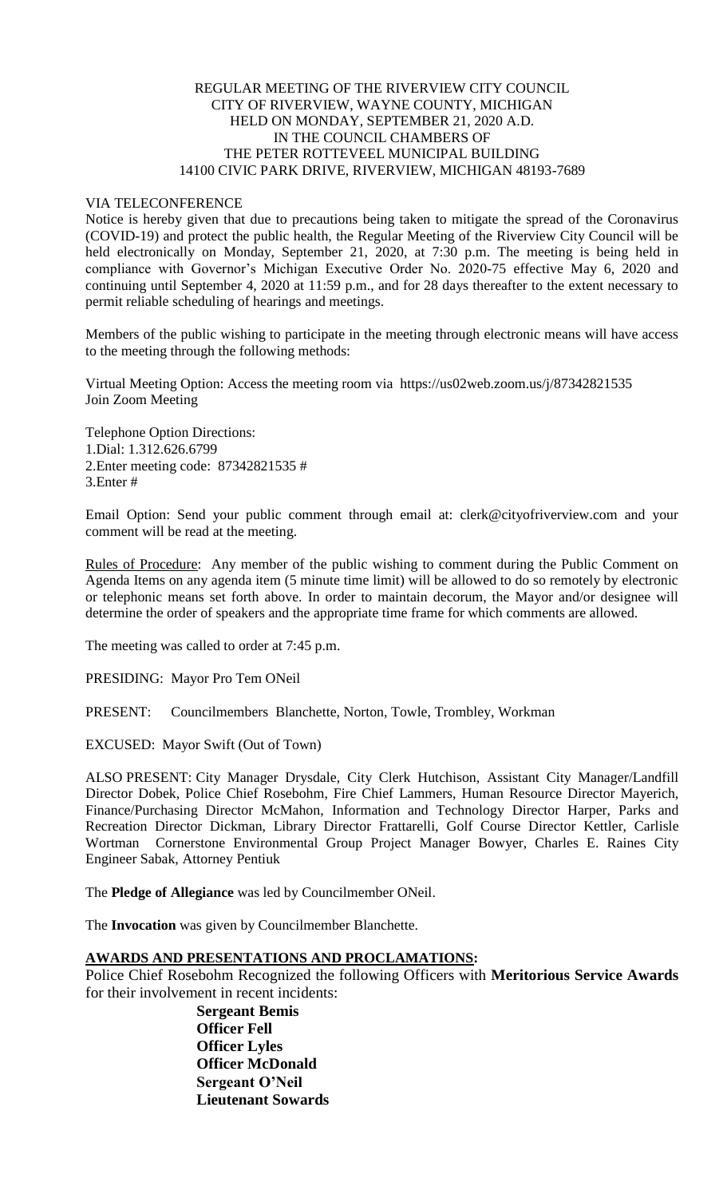REGULAR MEETING OF THE RIVERVIEW CITY COUNCIL
CITY OF RIVERVIEW, WAYNE COUNTY, MICHIGAN
HELD ON MONDAY, SEPTEMBER 21, 2020 A.D.
IN THE COUNCIL CHAMBERS OF
THE PETER ROTTEVEEL MUNICIPAL BUILDING
14100 CIVIC PARK DRIVE, RIVERVIEW, MICHIGAN 48193-7689

VIA TELECONFERENCE

Notice is hereby given that due to precautions being taken to mitigate the spread of the Coronavirus (COVID-19) and protect the public health, the Regular Meeting of the Riverview City Council will be held electronically on Monday, September 21, 2020, at 7:30 p.m. The meeting is being held in compliance with Governor's Michigan Executive Order No. 2020-75 effective May 6, 2020 and continuing until September 4, 2020 at 11:59 p.m., and for 28 days thereafter to the extent necessary to permit reliable scheduling of hearings and meetings.

Members of the public wishing to participate in the meeting through electronic means will have access to the meeting through the following methods:

Virtual Meeting Option: Access the meeting room via https://us02web.zoom.us/j/87342821535
Join Zoom Meeting

Telephone Option Directions:
1.Dial: 1.312.626.6799
2.Enter meeting code: 87342821535 #
3.Enter #

Email Option: Send your public comment through email at: clerk@cityofriverview.com and your comment will be read at the meeting.

Rules of Procedure: Any member of the public wishing to comment during the Public Comment on Agenda Items on any agenda item (5 minute time limit) will be allowed to do so remotely by electronic or telephonic means set forth above. In order to maintain decorum, the Mayor and/or designee will determine the order of speakers and the appropriate time frame for which comments are allowed.

The meeting was called to order at 7:45 p.m.

PRESIDING: Mayor Pro Tem ONeil

PRESENT: Councilmembers Blanchette, Norton, Towle, Trombley, Workman

EXCUSED: Mayor Swift (Out of Town)

ALSO PRESENT: City Manager Drysdale, City Clerk Hutchison, Assistant City Manager/Landfill Director Dobek, Police Chief Rosebohm, Fire Chief Lammers, Human Resource Director Mayerich, Finance/Purchasing Director McMahon, Information and Technology Director Harper, Parks and Recreation Director Dickman, Library Director Frattarelli, Golf Course Director Kettler, Carlisle Wortman Cornerstone Environmental Group Project Manager Bowyer, Charles E. Raines City Engineer Sabak, Attorney Pentiuk

The **Pledge of Allegiance** was led by Councilmember ONeil.

The **Invocation** was given by Councilmember Blanchette.

**AWARDS AND PRESENTATIONS AND PROCLAMATIONS:**

Police Chief Rosebohm Recognized the following Officers with **Meritorious Service Awards** for their involvement in recent incidents:

**Sergeant Bemis**
**Officer Fell**
**Officer Lyles**
**Officer McDonald**
**Sergeant O'Neil**
**Lieutenant Sowards**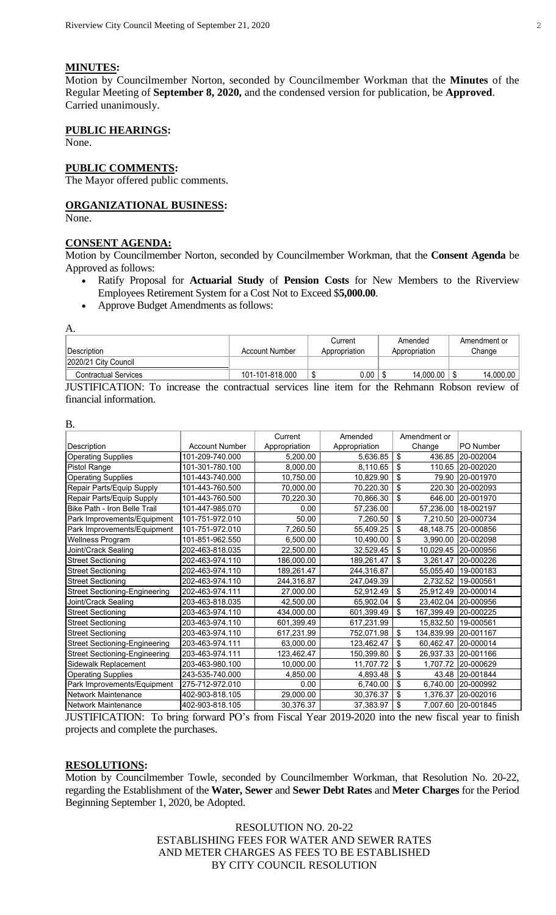## MINUTES:

Motion by Councilmember Norton, seconded by Councilmember Workman that the **Minutes** of the Regular Meeting of **September 8, 2020,** and the condensed version for publication, be **Approved**. Carried unanimously.

## PUBLIC HEARINGS:

None.

## PUBLIC COMMENTS:

The Mayor offered public comments.

## ORGANIZATIONAL BUSINESS:

None.

## CONSENT AGENDA:

Motion by Councilmember Norton, seconded by Councilmember Workman, that the **Consent Agenda** be Approved as follows:

- Ratify Proposal for **Actuarial Study** of **Pension Costs** for New Members to the Riverview Employees Retirement System for a Cost Not to Exceed $**5,000.00**.
- Approve Budget Amendments as follows:

A.

| Description | Account Number | Current Appropriation | Amended Appropriation | Amendment or Change |
|---|---|---|---|---|
| 2020/21 City Council | | | | |
| Contractual Services | 101-101-818.000 | $ 0.00 | $ 14,000.00 | $ 14,000.00 |

JUSTIFICATION: To increase the contractual services line item for the Rehmann Robson review of financial information.

B.

| Description | Account Number | Current Appropriation | Amended Appropriation | Amendment or Change | PO Number |
|---|---|---|---|---|---|
| Operating Supplies | 101-209-740.000 | 5,200.00 | 5,636.85 | $ 436.85 | 20-002004 |
| Pistol Range | 101-301-780.100 | 8,000.00 | 8,110.65 | $ 110.65 | 20-002020 |
| Operating Supplies | 101-443-740.000 | 10,750.00 | 10,829.90 | $ 79.90 | 20-001970 |
| Repair Parts/Equip Supply | 101-443-760.500 | 70,000.00 | 70,220.30 | $ 220.30 | 20-002093 |
| Repair Parts/Equip Supply | 101-443-760.500 | 70,220.30 | 70,866.30 | $ 646.00 | 20-001970 |
| Bike Path - Iron Belle Trail | 101-447-985.070 | 0.00 | 57,236.00 | 57,236.00 | 18-002197 |
| Park Improvements/Equipment | 101-751-972.010 | 50.00 | 7,260.50 | $ 7,210.50 | 20-000734 |
| Park Improvements/Equipment | 101-751-972.010 | 7,260.50 | 55,409.25 | $ 48,148.75 | 20-000856 |
| Wellness Program | 101-851-962.550 | 6,500.00 | 10,490.00 | $ 3,990.00 | 20-002098 |
| Joint/Crack Sealing | 202-463-818.035 | 22,500.00 | 32,529.45 | $ 10,029.45 | 20-000956 |
| Street Sectioning | 202-463-974.110 | 186,000.00 | 189,261.47 | $ 3,261.47 | 20-000226 |
| Street Sectioning | 202-463-974.110 | 189,261.47 | 244,316.87 | 55,055.40 | 19-000183 |
| Street Sectioning | 202-463-974.110 | 244,316.87 | 247,049.39 | 2,732.52 | 19-000561 |
| Street Sectioning-Engineering | 202-463-974.111 | 27,000.00 | 52,912.49 | $ 25,912.49 | 20-000014 |
| Joint/Crack Sealing | 203-463-818.035 | 42,500.00 | 65,902.04 | $ 23,402.04 | 20-000956 |
| Street Sectioning | 203-463-974.110 | 434,000.00 | 601,399.49 | $ 167,399.49 | 20-000225 |
| Street Sectioning | 203-463-974.110 | 601,399.49 | 617,231.99 | 15,832.50 | 19-000561 |
| Street Sectioning | 203-463-974.110 | 617,231.99 | 752,071.98 | $ 134,839.99 | 20-001167 |
| Street Sectioning-Engineering | 203-463-974.111 | 63,000.00 | 123,462.47 | $ 60,462.47 | 20-000014 |
| Street Sectioning-Engineering | 203-463-974.111 | 123,462.47 | 150,399.80 | $ 26,937.33 | 20-001166 |
| Sidewalk Replacement | 203-463-980.100 | 10,000.00 | 11,707.72 | $ 1,707.72 | 20-000629 |
| Operating Supplies | 243-535-740.000 | 4,850.00 | 4,893.48 | $ 43.48 | 20-001844 |
| Park Improvements/Equipment | 275-712-972.010 | 0.00 | 6,740.00 | $ 6,740.00 | 20-000992 |
| Network Maintenance | 402-903-818.105 | 29,000.00 | 30,376.37 | $ 1,376.37 | 20-002016 |
| Network Maintenance | 402-903-818.105 | 30,376.37 | 37,383.97 | $ 7,007.60 | 20-001845 |

JUSTIFICATION: To bring forward PO's from Fiscal Year 2019-2020 into the new fiscal year to finish projects and complete the purchases.

## RESOLUTIONS:

Motion by Councilmember Towle, seconded by Councilmember Workman, that Resolution No. 20-22, regarding the Establishment of the **Water, Sewer** and **Sewer Debt Rates** and **Meter Charges** for the Period Beginning September 1, 2020, be Adopted.

RESOLUTION NO. 20-22
ESTABLISHING FEES FOR WATER AND SEWER RATES
AND METER CHARGES AS FEES TO BE ESTABLISHED
BY CITY COUNCIL RESOLUTION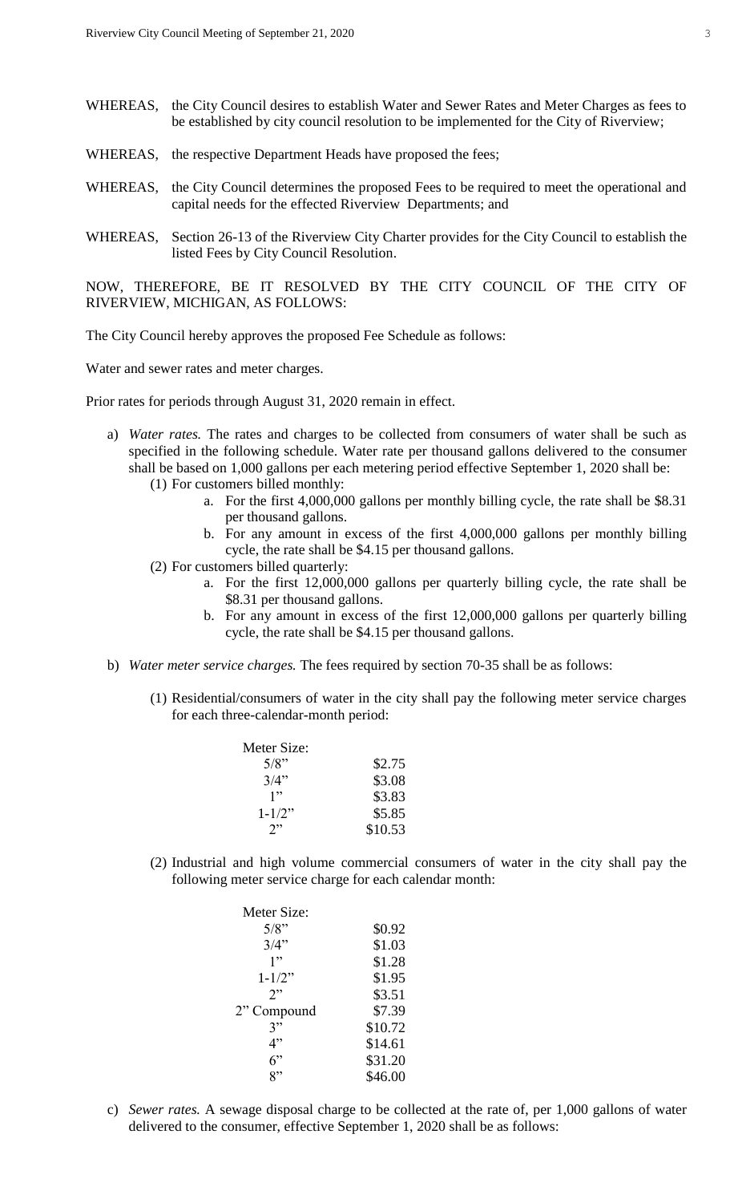WHEREAS, the City Council desires to establish Water and Sewer Rates and Meter Charges as fees to be established by city council resolution to be implemented for the City of Riverview;

WHEREAS, the respective Department Heads have proposed the fees;

WHEREAS, the City Council determines the proposed Fees to be required to meet the operational and capital needs for the effected Riverview Departments; and

WHEREAS, Section 26-13 of the Riverview City Charter provides for the City Council to establish the listed Fees by City Council Resolution.

NOW, THEREFORE, BE IT RESOLVED BY THE CITY COUNCIL OF THE CITY OF RIVERVIEW, MICHIGAN, AS FOLLOWS:

The City Council hereby approves the proposed Fee Schedule as follows:

Water and sewer rates and meter charges.

Prior rates for periods through August 31, 2020 remain in effect.

a) *Water rates.* The rates and charges to be collected from consumers of water shall be such as specified in the following schedule. Water rate per thousand gallons delivered to the consumer shall be based on 1,000 gallons per each metering period effective September 1, 2020 shall be:
   (1) For customers billed monthly:
      a. For the first 4,000,000 gallons per monthly billing cycle, the rate shall be $8.31 per thousand gallons.
      b. For any amount in excess of the first 4,000,000 gallons per monthly billing cycle, the rate shall be $4.15 per thousand gallons.
   (2) For customers billed quarterly:
      a. For the first 12,000,000 gallons per quarterly billing cycle, the rate shall be $8.31 per thousand gallons.
      b. For any amount in excess of the first 12,000,000 gallons per quarterly billing cycle, the rate shall be $4.15 per thousand gallons.

b) *Water meter service charges.* The fees required by section 70-35 shall be as follows:

   (1) Residential/consumers of water in the city shall pay the following meter service charges for each three-calendar-month period:

| Meter Size: | |
|---|---|
| 5/8" | $2.75 |
| 3/4" | $3.08 |
| 1" | $3.83 |
| 1-1/2" | $5.85 |
| 2" | $10.53 |

   (2) Industrial and high volume commercial consumers of water in the city shall pay the following meter service charge for each calendar month:

| Meter Size: | |
|---|---|
| 5/8" | $0.92 |
| 3/4" | $1.03 |
| 1" | $1.28 |
| 1-1/2" | $1.95 |
| 2" | $3.51 |
| 2" Compound | $7.39 |
| 3" | $10.72 |
| 4" | $14.61 |
| 6" | $31.20 |
| 8" | $46.00 |

c) *Sewer rates.* A sewage disposal charge to be collected at the rate of, per 1,000 gallons of water delivered to the consumer, effective September 1, 2020 shall be as follows: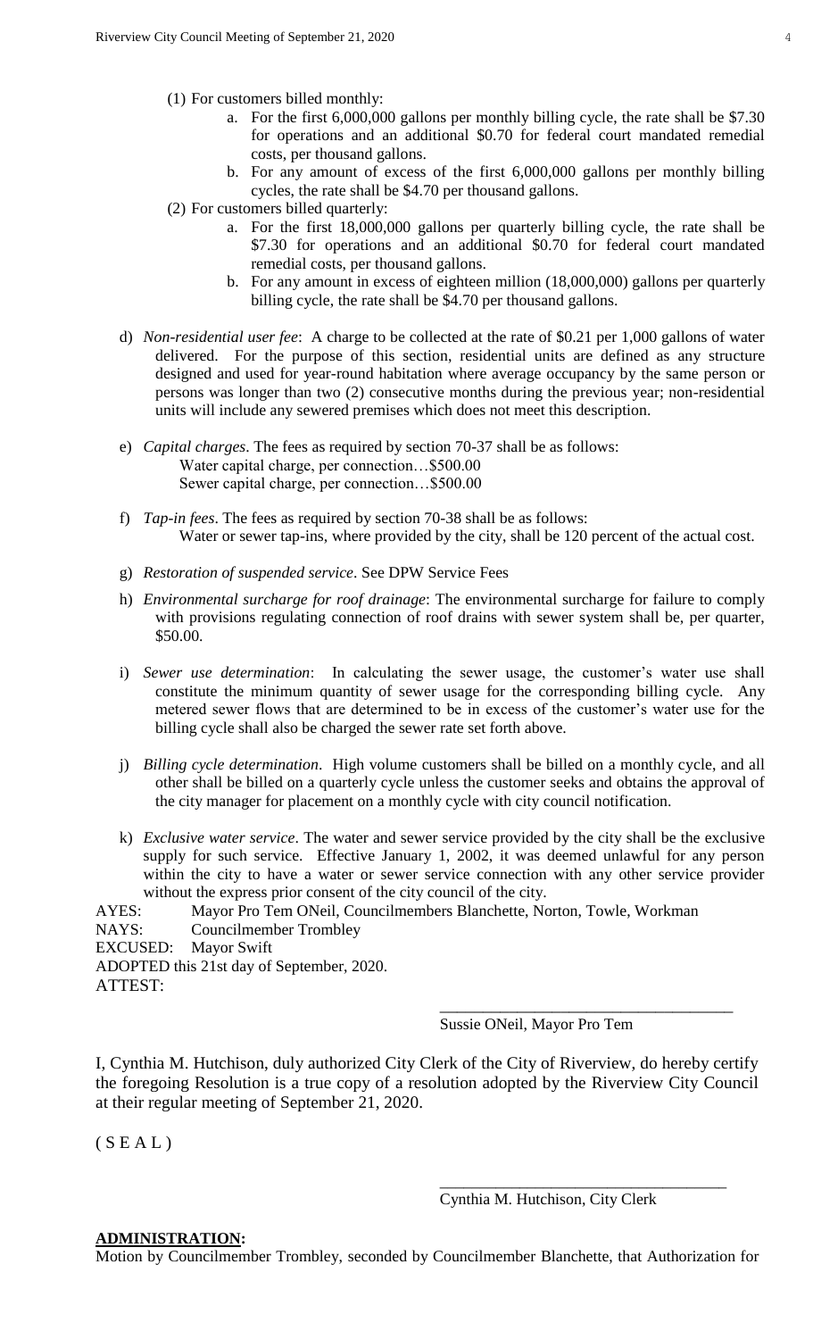(1) For customers billed monthly:
   a. For the first 6,000,000 gallons per monthly billing cycle, the rate shall be $7.30 for operations and an additional $0.70 for federal court mandated remedial costs, per thousand gallons.
   b. For any amount of excess of the first 6,000,000 gallons per monthly billing cycles, the rate shall be $4.70 per thousand gallons.

(2) For customers billed quarterly:
   a. For the first 18,000,000 gallons per quarterly billing cycle, the rate shall be $7.30 for operations and an additional $0.70 for federal court mandated remedial costs, per thousand gallons.
   b. For any amount in excess of eighteen million (18,000,000) gallons per quarterly billing cycle, the rate shall be $4.70 per thousand gallons.

d) *Non-residential user fee*: A charge to be collected at the rate of $0.21 per 1,000 gallons of water delivered. For the purpose of this section, residential units are defined as any structure designed and used for year-round habitation where average occupancy by the same person or persons was longer than two (2) consecutive months during the previous year; non-residential units will include any sewered premises which does not meet this description.

e) *Capital charges*. The fees as required by section 70-37 shall be as follows:
   Water capital charge, per connection…$500.00
   Sewer capital charge, per connection…$500.00

f) *Tap-in fees*. The fees as required by section 70-38 shall be as follows:
   Water or sewer tap-ins, where provided by the city, shall be 120 percent of the actual cost.

g) *Restoration of suspended service*. See DPW Service Fees

h) *Environmental surcharge for roof drainage*: The environmental surcharge for failure to comply with provisions regulating connection of roof drains with sewer system shall be, per quarter, $50.00.

i) *Sewer use determination*: In calculating the sewer usage, the customer's water use shall constitute the minimum quantity of sewer usage for the corresponding billing cycle. Any metered sewer flows that are determined to be in excess of the customer's water use for the billing cycle shall also be charged the sewer rate set forth above.

j) *Billing cycle determination*. High volume customers shall be billed on a monthly cycle, and all other shall be billed on a quarterly cycle unless the customer seeks and obtains the approval of the city manager for placement on a monthly cycle with city council notification.

k) *Exclusive water service*. The water and sewer service provided by the city shall be the exclusive supply for such service. Effective January 1, 2002, it was deemed unlawful for any person within the city to have a water or sewer service connection with any other service provider without the express prior consent of the city council of the city.

AYES: Mayor Pro Tem ONeil, Councilmembers Blanchette, Norton, Towle, Workman
NAYS: Councilmember Trombley
EXCUSED: Mayor Swift
ADOPTED this 21st day of September, 2020.
ATTEST:

\_\_\_\_\_\_\_\_\_\_\_\_\_\_\_\_\_\_\_\_\_\_\_\_\_\_\_\_\_\_\_\_\_\_\_
Sussie ONeil, Mayor Pro Tem

I, Cynthia M. Hutchison, duly authorized City Clerk of the City of Riverview, do hereby certify the foregoing Resolution is a true copy of a resolution adopted by the Riverview City Council at their regular meeting of September 21, 2020.

( S E A L )

\_\_\_\_\_\_\_\_\_\_\_\_\_\_\_\_\_\_\_\_\_\_\_\_\_\_\_\_\_\_\_\_\_\_\_
Cynthia M. Hutchison, City Clerk

**ADMINISTRATION:**

Motion by Councilmember Trombley, seconded by Councilmember Blanchette, that Authorization for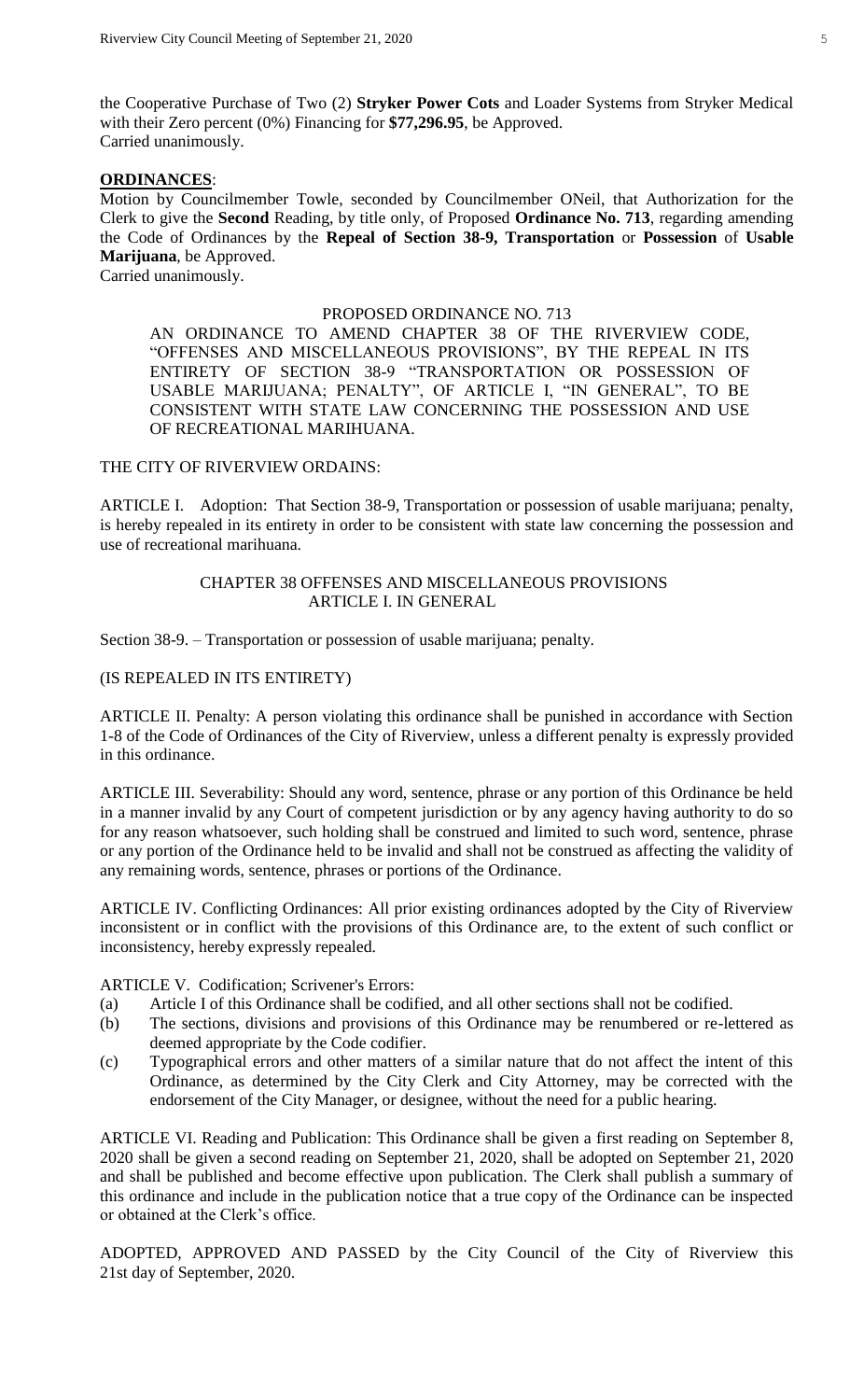the Cooperative Purchase of Two (2) **Stryker Power Cots** and Loader Systems from Stryker Medical with their Zero percent (0%) Financing for **$77,296.95**, be Approved.
Carried unanimously.

**ORDINANCES**:

Motion by Councilmember Towle, seconded by Councilmember ONeil, that Authorization for the Clerk to give the **Second** Reading, by title only, of Proposed **Ordinance No. 713**, regarding amending the Code of Ordinances by the **Repeal of Section 38-9, Transportation** or **Possession** of **Usable Marijuana**, be Approved.
Carried unanimously.

PROPOSED ORDINANCE NO. 713

AN ORDINANCE TO AMEND CHAPTER 38 OF THE RIVERVIEW CODE, "OFFENSES AND MISCELLANEOUS PROVISIONS", BY THE REPEAL IN ITS ENTIRETY OF SECTION 38-9 "TRANSPORTATION OR POSSESSION OF USABLE MARIJUANA; PENALTY", OF ARTICLE I, "IN GENERAL", TO BE CONSISTENT WITH STATE LAW CONCERNING THE POSSESSION AND USE OF RECREATIONAL MARIHUANA.

THE CITY OF RIVERVIEW ORDAINS:

ARTICLE I. Adoption: That Section 38-9, Transportation or possession of usable marijuana; penalty, is hereby repealed in its entirety in order to be consistent with state law concerning the possession and use of recreational marihuana.

CHAPTER 38 OFFENSES AND MISCELLANEOUS PROVISIONS
ARTICLE I. IN GENERAL

Section 38-9. – Transportation or possession of usable marijuana; penalty.

(IS REPEALED IN ITS ENTIRETY)

ARTICLE II. Penalty: A person violating this ordinance shall be punished in accordance with Section 1-8 of the Code of Ordinances of the City of Riverview, unless a different penalty is expressly provided in this ordinance.

ARTICLE III. Severability: Should any word, sentence, phrase or any portion of this Ordinance be held in a manner invalid by any Court of competent jurisdiction or by any agency having authority to do so for any reason whatsoever, such holding shall be construed and limited to such word, sentence, phrase or any portion of the Ordinance held to be invalid and shall not be construed as affecting the validity of any remaining words, sentence, phrases or portions of the Ordinance.

ARTICLE IV. Conflicting Ordinances: All prior existing ordinances adopted by the City of Riverview inconsistent or in conflict with the provisions of this Ordinance are, to the extent of such conflict or inconsistency, hereby expressly repealed.

ARTICLE V. Codification; Scrivener's Errors:

(a) Article I of this Ordinance shall be codified, and all other sections shall not be codified.
(b) The sections, divisions and provisions of this Ordinance may be renumbered or re-lettered as deemed appropriate by the Code codifier.
(c) Typographical errors and other matters of a similar nature that do not affect the intent of this Ordinance, as determined by the City Clerk and City Attorney, may be corrected with the endorsement of the City Manager, or designee, without the need for a public hearing.

ARTICLE VI. Reading and Publication: This Ordinance shall be given a first reading on September 8, 2020 shall be given a second reading on September 21, 2020, shall be adopted on September 21, 2020 and shall be published and become effective upon publication. The Clerk shall publish a summary of this ordinance and include in the publication notice that a true copy of the Ordinance can be inspected or obtained at the Clerk's office.

ADOPTED, APPROVED AND PASSED by the City Council of the City of Riverview this 21st day of September, 2020.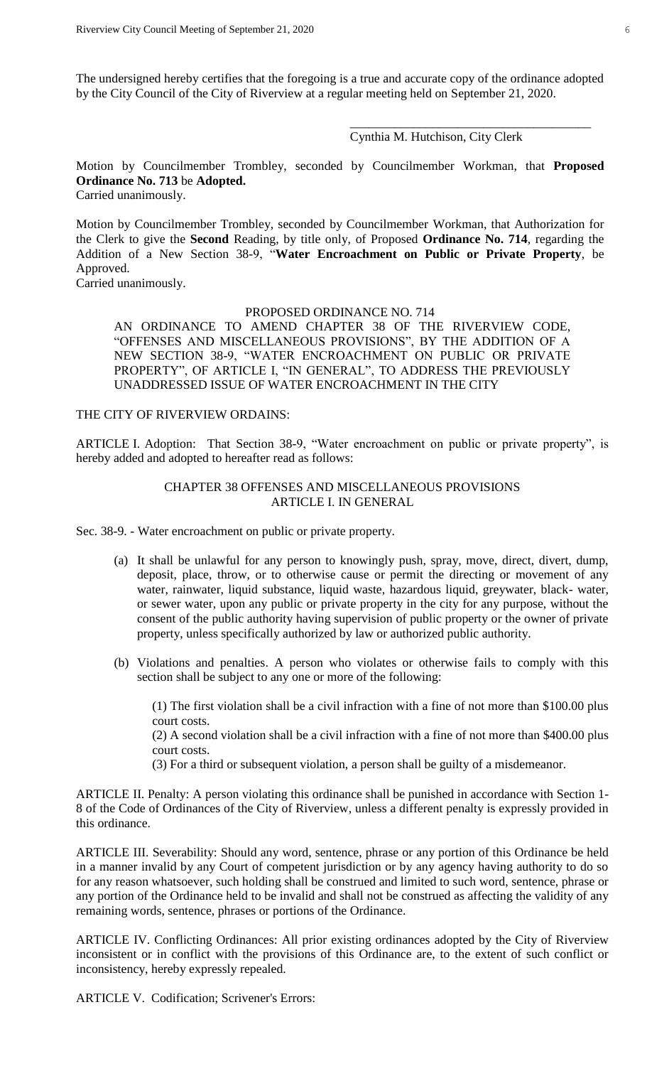The undersigned hereby certifies that the foregoing is a true and accurate copy of the ordinance adopted by the City Council of the City of Riverview at a regular meeting held on September 21, 2020.

\_\_\_\_\_\_\_\_\_\_\_\_\_\_\_\_\_\_\_\_\_\_\_\_\_\_\_\_\_\_\_\_\_\_\_\_\_\_

Cynthia M. Hutchison, City Clerk

Motion by Councilmember Trombley, seconded by Councilmember Workman, that **Proposed Ordinance No. 713** be **Adopted.**
Carried unanimously.

Motion by Councilmember Trombley, seconded by Councilmember Workman, that Authorization for the Clerk to give the **Second** Reading, by title only, of Proposed **Ordinance No. 714**, regarding the Addition of a New Section 38-9, "**Water Encroachment on Public or Private Property**, be Approved.
Carried unanimously.

PROPOSED ORDINANCE NO. 714

AN ORDINANCE TO AMEND CHAPTER 38 OF THE RIVERVIEW CODE, "OFFENSES AND MISCELLANEOUS PROVISIONS", BY THE ADDITION OF A NEW SECTION 38-9, "WATER ENCROACHMENT ON PUBLIC OR PRIVATE PROPERTY", OF ARTICLE I, "IN GENERAL", TO ADDRESS THE PREVIOUSLY UNADDRESSED ISSUE OF WATER ENCROACHMENT IN THE CITY

THE CITY OF RIVERVIEW ORDAINS:

ARTICLE I. Adoption: That Section 38-9, "Water encroachment on public or private property", is hereby added and adopted to hereafter read as follows:

CHAPTER 38 OFFENSES AND MISCELLANEOUS PROVISIONS
ARTICLE I. IN GENERAL

Sec. 38-9. - Water encroachment on public or private property.

(a) It shall be unlawful for any person to knowingly push, spray, move, direct, divert, dump, deposit, place, throw, or to otherwise cause or permit the directing or movement of any water, rainwater, liquid substance, liquid waste, hazardous liquid, greywater, black- water, or sewer water, upon any public or private property in the city for any purpose, without the consent of the public authority having supervision of public property or the owner of private property, unless specifically authorized by law or authorized public authority.

(b) Violations and penalties. A person who violates or otherwise fails to comply with this section shall be subject to any one or more of the following:

(1) The first violation shall be a civil infraction with a fine of not more than $100.00 plus court costs.
(2) A second violation shall be a civil infraction with a fine of not more than $400.00 plus court costs.
(3) For a third or subsequent violation, a person shall be guilty of a misdemeanor.

ARTICLE II. Penalty: A person violating this ordinance shall be punished in accordance with Section 1-8 of the Code of Ordinances of the City of Riverview, unless a different penalty is expressly provided in this ordinance.

ARTICLE III. Severability: Should any word, sentence, phrase or any portion of this Ordinance be held in a manner invalid by any Court of competent jurisdiction or by any agency having authority to do so for any reason whatsoever, such holding shall be construed and limited to such word, sentence, phrase or any portion of the Ordinance held to be invalid and shall not be construed as affecting the validity of any remaining words, sentence, phrases or portions of the Ordinance.

ARTICLE IV. Conflicting Ordinances: All prior existing ordinances adopted by the City of Riverview inconsistent or in conflict with the provisions of this Ordinance are, to the extent of such conflict or inconsistency, hereby expressly repealed.

ARTICLE V. Codification; Scrivener's Errors: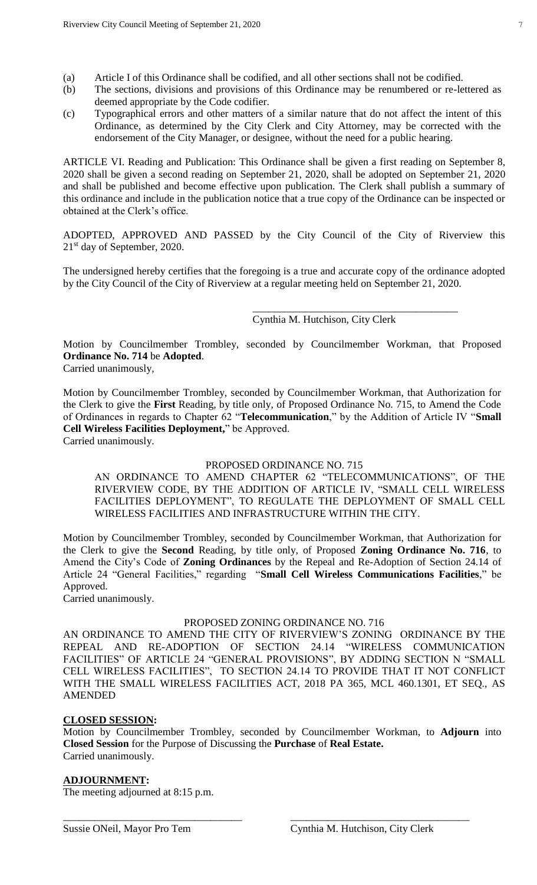(a) Article I of this Ordinance shall be codified, and all other sections shall not be codified.
(b) The sections, divisions and provisions of this Ordinance may be renumbered or re-lettered as deemed appropriate by the Code codifier.
(c) Typographical errors and other matters of a similar nature that do not affect the intent of this Ordinance, as determined by the City Clerk and City Attorney, may be corrected with the endorsement of the City Manager, or designee, without the need for a public hearing.

ARTICLE VI. Reading and Publication: This Ordinance shall be given a first reading on September 8, 2020 shall be given a second reading on September 21, 2020, shall be adopted on September 21, 2020 and shall be published and become effective upon publication. The Clerk shall publish a summary of this ordinance and include in the publication notice that a true copy of the Ordinance can be inspected or obtained at the Clerk's office.

ADOPTED, APPROVED AND PASSED by the City Council of the City of Riverview this 21st day of September, 2020.

The undersigned hereby certifies that the foregoing is a true and accurate copy of the ordinance adopted by the City Council of the City of Riverview at a regular meeting held on September 21, 2020.

\_\_\_\_\_\_\_\_\_\_\_\_\_\_\_\_\_\_\_\_\_\_\_\_\_\_\_\_\_\_\_\_\_\_\_\_\_\_
Cynthia M. Hutchison, City Clerk

Motion by Councilmember Trombley, seconded by Councilmember Workman, that Proposed **Ordinance No. 714** be **Adopted**.
Carried unanimously,

Motion by Councilmember Trombley, seconded by Councilmember Workman, that Authorization for the Clerk to give the **First** Reading, by title only, of Proposed Ordinance No. 715, to Amend the Code of Ordinances in regards to Chapter 62 "**Telecommunication**," by the Addition of Article IV "**Small Cell Wireless Facilities Deployment,**" be Approved.
Carried unanimously.

PROPOSED ORDINANCE NO. 715

AN ORDINANCE TO AMEND CHAPTER 62 "TELECOMMUNICATIONS", OF THE RIVERVIEW CODE, BY THE ADDITION OF ARTICLE IV, "SMALL CELL WIRELESS FACILITIES DEPLOYMENT", TO REGULATE THE DEPLOYMENT OF SMALL CELL WIRELESS FACILITIES AND INFRASTRUCTURE WITHIN THE CITY.

Motion by Councilmember Trombley, seconded by Councilmember Workman, that Authorization for the Clerk to give the **Second** Reading, by title only, of Proposed **Zoning Ordinance No. 716**, to Amend the City's Code of **Zoning Ordinances** by the Repeal and Re-Adoption of Section 24.14 of Article 24 "General Facilities," regarding "**Small Cell Wireless Communications Facilities**," be Approved.
Carried unanimously.

PROPOSED ZONING ORDINANCE NO. 716

AN ORDINANCE TO AMEND THE CITY OF RIVERVIEW'S ZONING ORDINANCE BY THE REPEAL AND RE-ADOPTION OF SECTION 24.14 "WIRELESS COMMUNICATION FACILITIES" OF ARTICLE 24 "GENERAL PROVISIONS", BY ADDING SECTION N "SMALL CELL WIRELESS FACILITIES", TO SECTION 24.14 TO PROVIDE THAT IT NOT CONFLICT WITH THE SMALL WIRELESS FACILITIES ACT, 2018 PA 365, MCL 460.1301, ET SEQ., AS AMENDED

**CLOSED SESSION:**

Motion by Councilmember Trombley, seconded by Councilmember Workman, to **Adjourn** into **Closed Session** for the Purpose of Discussing the **Purchase** of **Real Estate.**
Carried unanimously.

**ADJOURNMENT:**

The meeting adjourned at 8:15 p.m.

\_\_\_\_\_\_\_\_\_\_\_\_\_\_\_\_\_\_\_\_\_\_\_\_\_\_\_\_\_\_\_\_\_\_\_ \_\_\_\_\_\_\_\_\_\_\_\_\_\_\_\_\_\_\_\_\_\_\_\_\_\_\_\_\_\_\_\_\_\_\_
Sussie ONeil, Mayor Pro Tem Cynthia M. Hutchison, City Clerk